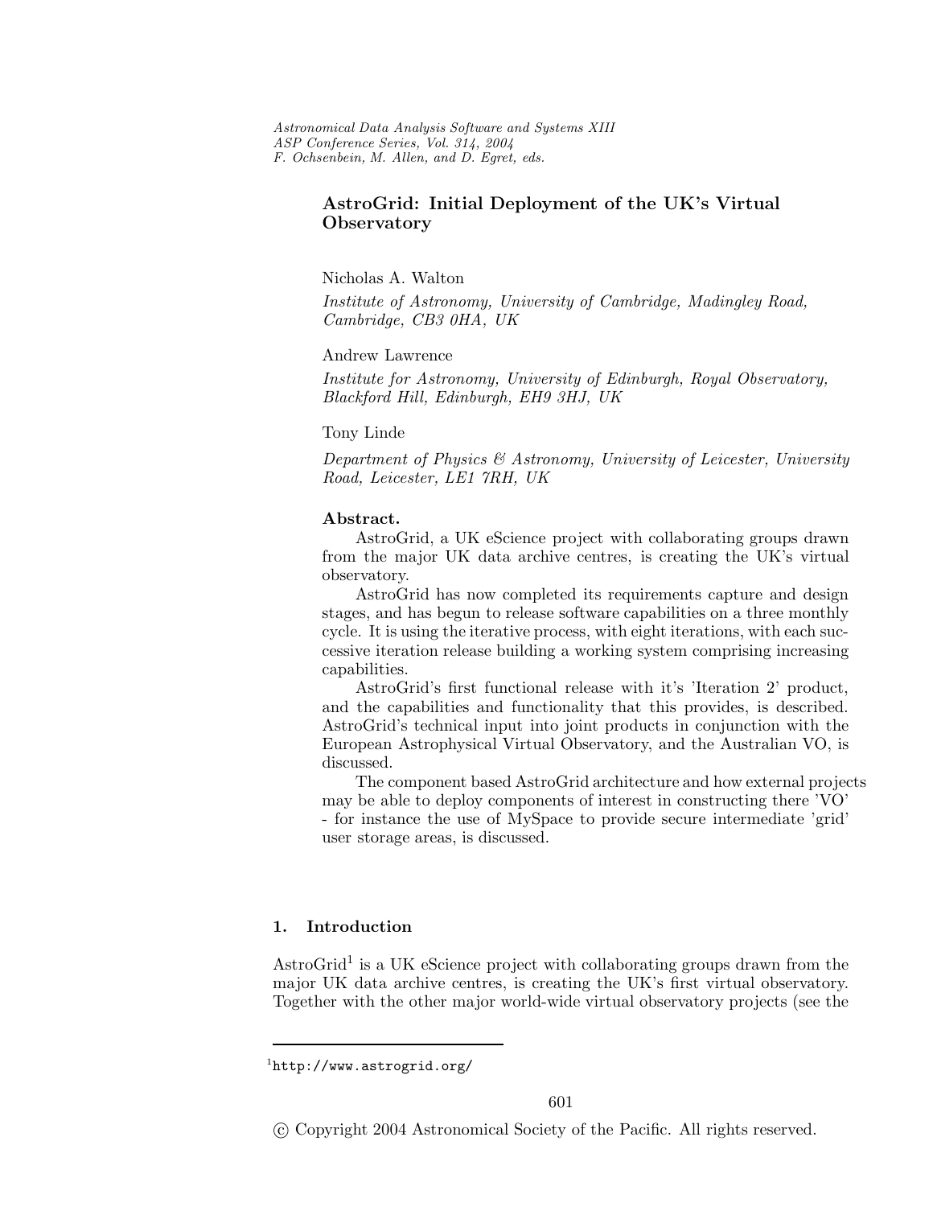*Astronomical Data Analysis Software and Systems XIII*
*ASP Conference Series, Vol. 314, 2004*
*F. Ochsenbein, M. Allen, and D. Egret, eds.*

# AstroGrid: Initial Deployment of the UK's Virtual Observatory

Nicholas A. Walton

*Institute of Astronomy, University of Cambridge, Madingley Road, Cambridge, CB3 0HA, UK*

Andrew Lawrence

*Institute for Astronomy, University of Edinburgh, Royal Observatory, Blackford Hill, Edinburgh, EH9 3HJ, UK*

Tony Linde

*Department of Physics & Astronomy, University of Leicester, University Road, Leicester, LE1 7RH, UK*

**Abstract.** AstroGrid, a UK eScience project with collaborating groups drawn from the major UK data archive centres, is creating the UK's virtual observatory.

AstroGrid has now completed its requirements capture and design stages, and has begun to release software capabilities on a three monthly cycle. It is using the iterative process, with eight iterations, with each successive iteration release building a working system comprising increasing capabilities.

AstroGrid's first functional release with it's 'Iteration 2' product, and the capabilities and functionality that this provides, is described. AstroGrid's technical input into joint products in conjunction with the European Astrophysical Virtual Observatory, and the Australian VO, is discussed.

The component based AstroGrid architecture and how external projects may be able to deploy components of interest in constructing there 'VO' - for instance the use of MySpace to provide secure intermediate 'grid' user storage areas, is discussed.

## 1. Introduction

AstroGrid[1] is a UK eScience project with collaborating groups drawn from the major UK data archive centres, is creating the UK's first virtual observatory. Together with the other major world-wide virtual observatory projects (see the

[1] http://www.astrogrid.org/

© Copyright 2004 Astronomical Society of the Pacific. All rights reserved.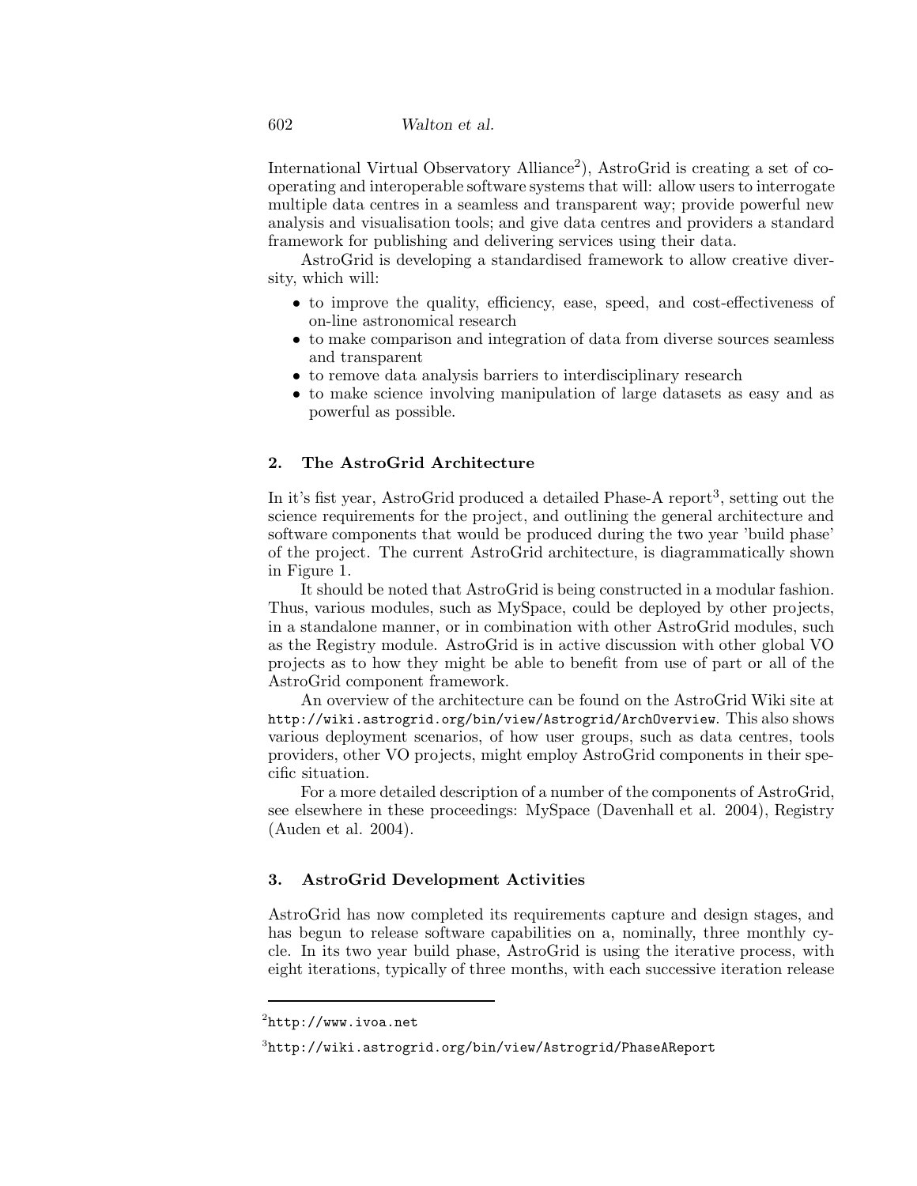International Virtual Observatory Alliance[2]), AstroGrid is creating a set of co-operating and interoperable software systems that will: allow users to interrogate multiple data centres in a seamless and transparent way; provide powerful new analysis and visualisation tools; and give data centres and providers a standard framework for publishing and delivering services using their data.

AstroGrid is developing a standardised framework to allow creative diversity, which will:

- to improve the quality, efficiency, ease, speed, and cost-effectiveness of on-line astronomical research
- to make comparison and integration of data from diverse sources seamless and transparent
- to remove data analysis barriers to interdisciplinary research
- to make science involving manipulation of large datasets as easy and as powerful as possible.

## 2. The AstroGrid Architecture

In it's fist year, AstroGrid produced a detailed Phase-A report[3], setting out the science requirements for the project, and outlining the general architecture and software components that would be produced during the two year 'build phase' of the project. The current AstroGrid architecture, is diagrammatically shown in Figure 1.

It should be noted that AstroGrid is being constructed in a modular fashion. Thus, various modules, such as MySpace, could be deployed by other projects, in a standalone manner, or in combination with other AstroGrid modules, such as the Registry module. AstroGrid is in active discussion with other global VO projects as to how they might be able to benefit from use of part or all of the AstroGrid component framework.

An overview of the architecture can be found on the AstroGrid Wiki site at `http://wiki.astrogrid.org/bin/view/Astrogrid/ArchOverview`. This also shows various deployment scenarios, of how user groups, such as data centres, tools providers, other VO projects, might employ AstroGrid components in their specific situation.

For a more detailed description of a number of the components of AstroGrid, see elsewhere in these proceedings: MySpace (Davenhall et al. 2004), Registry (Auden et al. 2004).

## 3. AstroGrid Development Activities

AstroGrid has now completed its requirements capture and design stages, and has begun to release software capabilities on a, nominally, three monthly cycle. In its two year build phase, AstroGrid is using the iterative process, with eight iterations, typically of three months, with each successive iteration release

[2] `http://www.ivoa.net`

[3] `http://wiki.astrogrid.org/bin/view/Astrogrid/PhaseAReport`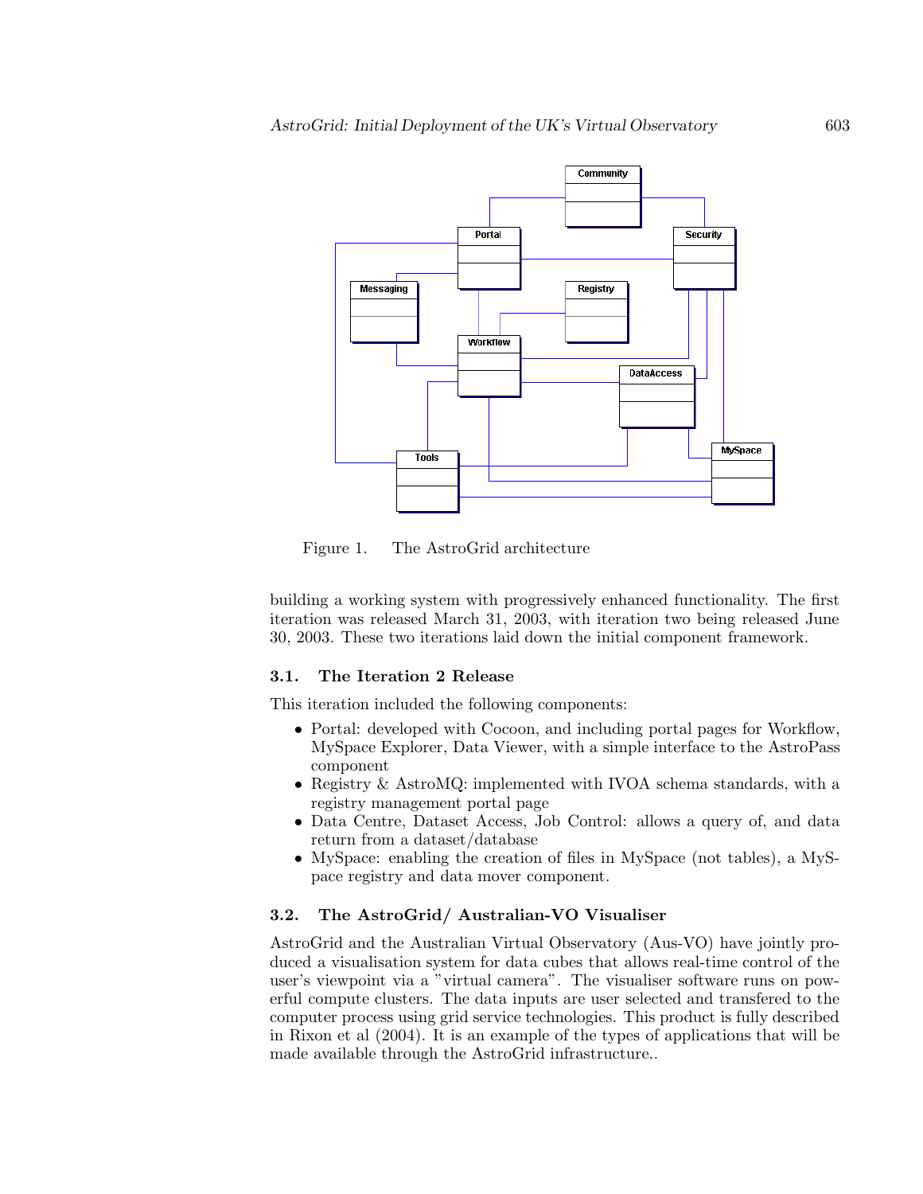Figure 1. The AstroGrid architecture

building a working system with progressively enhanced functionality. The first iteration was released March 31, 2003, with iteration two being released June 30, 2003. These two iterations laid down the initial component framework.

### 3.1. The Iteration 2 Release

This iteration included the following components:

- Portal: developed with Cocoon, and including portal pages for Workflow, MySpace Explorer, Data Viewer, with a simple interface to the AstroPass component
- Registry & AstroMQ: implemented with IVOA schema standards, with a registry management portal page
- Data Centre, Dataset Access, Job Control: allows a query of, and data return from a dataset/database
- MySpace: enabling the creation of files in MySpace (not tables), a MySpace registry and data mover component.

### 3.2. The AstroGrid/ Australian-VO Visualiser

AstroGrid and the Australian Virtual Observatory (Aus-VO) have jointly produced a visualisation system for data cubes that allows real-time control of the user's viewpoint via a "virtual camera". The visualiser software runs on powerful compute clusters. The data inputs are user selected and transfered to the computer process using grid service technologies. This product is fully described in Rixon et al (2004). It is an example of the types of applications that will be made available through the AstroGrid infrastructure..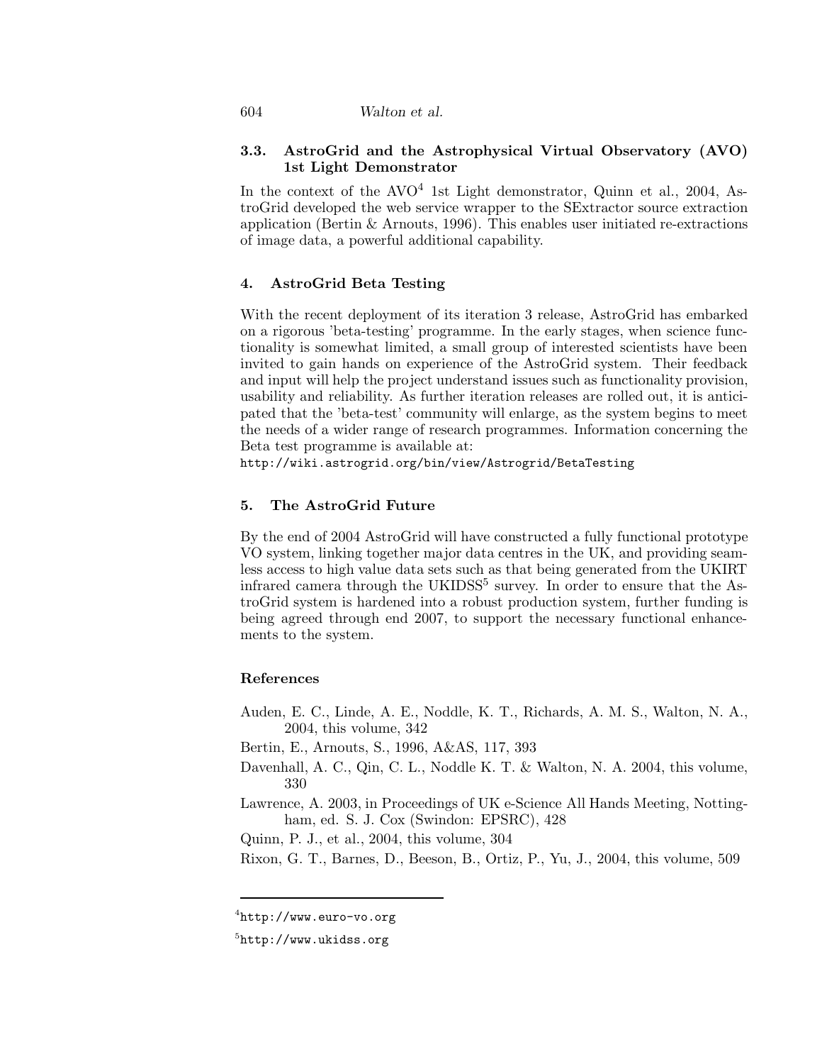### 3.3. AstroGrid and the Astrophysical Virtual Observatory (AVO) 1st Light Demonstrator

In the context of the AVO[4] 1st Light demonstrator, Quinn et al., 2004, AstroGrid developed the web service wrapper to the SExtractor source extraction application (Bertin & Arnouts, 1996). This enables user initiated re-extractions of image data, a powerful additional capability.

## 4. AstroGrid Beta Testing

With the recent deployment of its iteration 3 release, AstroGrid has embarked on a rigorous 'beta-testing' programme. In the early stages, when science functionality is somewhat limited, a small group of interested scientists have been invited to gain hands on experience of the AstroGrid system. Their feedback and input will help the project understand issues such as functionality provision, usability and reliability. As further iteration releases are rolled out, it is anticipated that the 'beta-test' community will enlarge, as the system begins to meet the needs of a wider range of research programmes. Information concerning the Beta test programme is available at:
http://wiki.astrogrid.org/bin/view/Astrogrid/BetaTesting

## 5. The AstroGrid Future

By the end of 2004 AstroGrid will have constructed a fully functional prototype VO system, linking together major data centres in the UK, and providing seamless access to high value data sets such as that being generated from the UKIRT infrared camera through the UKIDSS[5] survey. In order to ensure that the AstroGrid system is hardened into a robust production system, further funding is being agreed through end 2007, to support the necessary functional enhancements to the system.

## References

Auden, E. C., Linde, A. E., Noddle, K. T., Richards, A. M. S., Walton, N. A., 2004, this volume, 342

Bertin, E., Arnouts, S., 1996, A&AS, 117, 393

Davenhall, A. C., Qin, C. L., Noddle K. T. & Walton, N. A. 2004, this volume, 330

Lawrence, A. 2003, in Proceedings of UK e-Science All Hands Meeting, Nottingham, ed. S. J. Cox (Swindon: EPSRC), 428

Quinn, P. J., et al., 2004, this volume, 304

Rixon, G. T., Barnes, D., Beeson, B., Ortiz, P., Yu, J., 2004, this volume, 509

---

[4] http://www.euro-vo.org

[5] http://www.ukidss.org